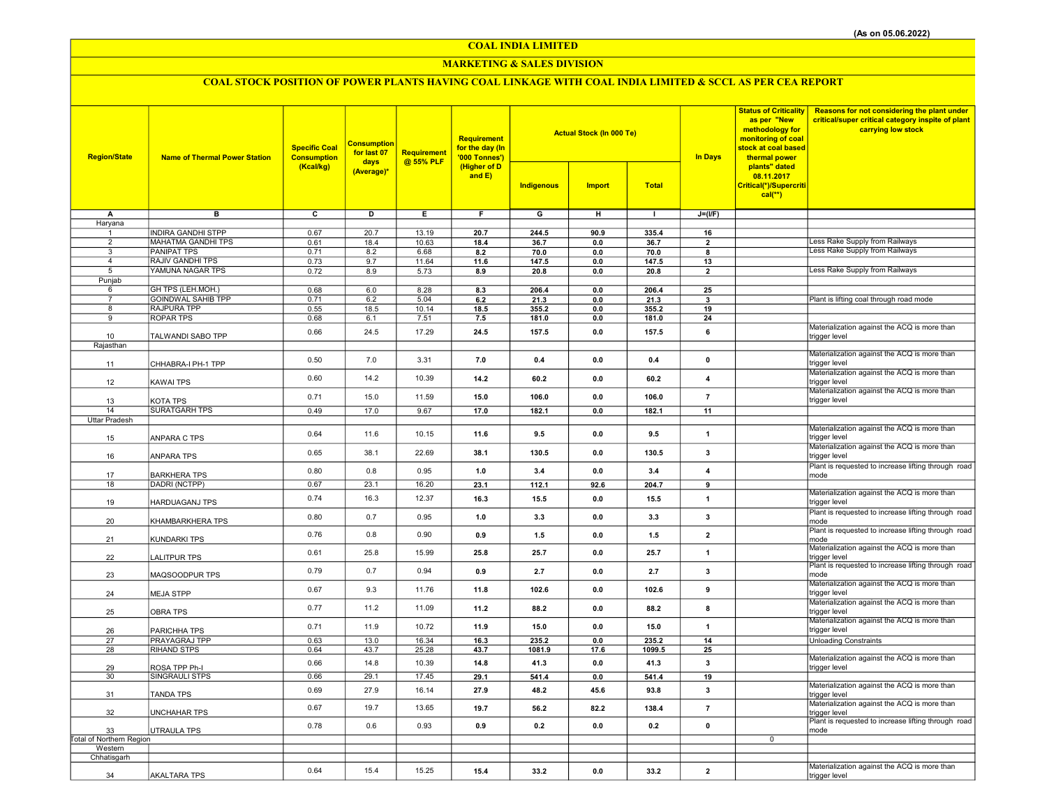(As on 05.06.2022)

# COAL INDIA LIMITED

## MARKETING & SALES DIVISION

### COAL STOCK POSITION OF POWER PLANTS HAVING COAL LINKAGE WITH COAL INDIA LIMITED & SCCL AS PER CEA REPORT

| Region/State | Name of Thermal Power Station | Specific Coal Consumption (Kcal/kg) | Consumption for last 07 days (Average)* | Requirement @ 55% PLF | Requirement for the day (In '000 Tonnes') (Higher of D and E) | Actual Stock (In 000 Te) | | | In Days | Status of Criticality as per "New methodology for monitoring of coal stock at coal based thermal power plants" dated 08.11.2017 Critical(*)/Supercritical(**) | Reasons for not considering the plant under critical/super critical category inspite of plant carrying low stock |
|---|---|---|---|---|---|---|---|---|---|---|---|
| | | | | | | Indigenous | Import | Total | | | |
| A | B | C | D | E | F | G | H | I | J=(I/F) | | |
| Haryana | | | | | | | | | | | |
| 1 | INDIRA GANDHI STPP | 0.67 | 20.7 | 13.19 | 20.7 | 244.5 | 90.9 | 335.4 | 16 | | |
| 2 | MAHATMA GANDHI TPS | 0.61 | 18.4 | 10.63 | 18.4 | 36.7 | 0.0 | 36.7 | 2 | | Less Rake Supply from Railways |
| 3 | PANIPAT TPS | 0.71 | 8.2 | 6.68 | 8.2 | 70.0 | 0.0 | 70.0 | 8 | | Less Rake Supply from Railways |
| 4 | RAJIV GANDHI TPS | 0.73 | 9.7 | 11.64 | 11.6 | 147.5 | 0.0 | 147.5 | 13 | | |
| 5 | YAMUNA NAGAR TPS | 0.72 | 8.9 | 5.73 | 8.9 | 20.8 | 0.0 | 20.8 | 2 | | Less Rake Supply from Railways |
| Punjab | | | | | | | | | | | |
| 6 | GH TPS (LEH.MOH.) | 0.68 | 6.0 | 8.28 | 8.3 | 206.4 | 0.0 | 206.4 | 25 | | |
| 7 | GOINDWAL SAHIB TPP | 0.71 | 6.2 | 5.04 | 6.2 | 21.3 | 0.0 | 21.3 | 3 | | Plant is lifting coal through road mode |
| 8 | RAJPURA TPP | 0.55 | 18.5 | 10.14 | 18.5 | 355.2 | 0.0 | 355.2 | 19 | | |
| 9 | ROPAR TPS | 0.68 | 6.1 | 7.51 | 7.5 | 181.0 | 0.0 | 181.0 | 24 | | |
| 10 | TALWANDI SABO TPP | 0.66 | 24.5 | 17.29 | 24.5 | 157.5 | 0.0 | 157.5 | 6 | | Materialization against the ACQ is more than trigger level |
| Rajasthan | | | | | | | | | | | |
| 11 | CHHABRA-I PH-1 TPP | 0.50 | 7.0 | 3.31 | 7.0 | 0.4 | 0.0 | 0.4 | 0 | | Materialization against the ACQ is more than trigger level |
| 12 | KAWAI TPS | 0.60 | 14.2 | 10.39 | 14.2 | 60.2 | 0.0 | 60.2 | 4 | | Materialization against the ACQ is more than trigger level |
| 13 | KOTA TPS | 0.71 | 15.0 | 11.59 | 15.0 | 106.0 | 0.0 | 106.0 | 7 | | Materialization against the ACQ is more than trigger level |
| 14 | SURATGARH TPS | 0.49 | 17.0 | 9.67 | 17.0 | 182.1 | 0.0 | 182.1 | 11 | | |
| Uttar Pradesh | | | | | | | | | | | |
| 15 | ANPARA C TPS | 0.64 | 11.6 | 10.15 | 11.6 | 9.5 | 0.0 | 9.5 | 1 | | Materialization against the ACQ is more than trigger level |
| 16 | ANPARA TPS | 0.65 | 38.1 | 22.69 | 38.1 | 130.5 | 0.0 | 130.5 | 3 | | Materialization against the ACQ is more than trigger level |
| 17 | BARKHERA TPS | 0.80 | 0.8 | 0.95 | 1.0 | 3.4 | 0.0 | 3.4 | 4 | | Plant is requested to increase lifting through road mode |
| 18 | DADRI (NCTPP) | 0.67 | 23.1 | 16.20 | 23.1 | 112.1 | 92.6 | 204.7 | 9 | | |
| 19 | HARDUAGANJ TPS | 0.74 | 16.3 | 12.37 | 16.3 | 15.5 | 0.0 | 15.5 | 1 | | Materialization against the ACQ is more than trigger level |
| 20 | KHAMBARKHERA TPS | 0.80 | 0.7 | 0.95 | 1.0 | 3.3 | 0.0 | 3.3 | 3 | | Plant is requested to increase lifting through road mode |
| 21 | KUNDARKI TPS | 0.76 | 0.8 | 0.90 | 0.9 | 1.5 | 0.0 | 1.5 | 2 | | Plant is requested to increase lifting through road mode |
| 22 | LALITPUR TPS | 0.61 | 25.8 | 15.99 | 25.8 | 25.7 | 0.0 | 25.7 | 1 | | Materialization against the ACQ is more than trigger level |
| 23 | MAQSOODPUR TPS | 0.79 | 0.7 | 0.94 | 0.9 | 2.7 | 0.0 | 2.7 | 3 | | Plant is requested to increase lifting through road mode |
| 24 | MEJA STPP | 0.67 | 9.3 | 11.76 | 11.8 | 102.6 | 0.0 | 102.6 | 9 | | Materialization against the ACQ is more than trigger level |
| 25 | OBRA TPS | 0.77 | 11.2 | 11.09 | 11.2 | 88.2 | 0.0 | 88.2 | 8 | | Materialization against the ACQ is more than trigger level |
| 26 | PARICHHA TPS | 0.71 | 11.9 | 10.72 | 11.9 | 15.0 | 0.0 | 15.0 | 1 | | Materialization against the ACQ is more than trigger level |
| 27 | PRAYAGRAJ TPP | 0.63 | 13.0 | 16.34 | 16.3 | 235.2 | 0.0 | 235.2 | 14 | | Unloading Constraints |
| 28 | RIHAND STPS | 0.64 | 43.7 | 25.28 | 43.7 | 1081.9 | 17.6 | 1099.5 | 25 | | |
| 29 | ROSA TPP Ph-I | 0.66 | 14.8 | 10.39 | 14.8 | 41.3 | 0.0 | 41.3 | 3 | | Materialization against the ACQ is more than trigger level |
| 30 | SINGRAULI STPS | 0.66 | 29.1 | 17.45 | 29.1 | 541.4 | 0.0 | 541.4 | 19 | | |
| 31 | TANDA TPS | 0.69 | 27.9 | 16.14 | 27.9 | 48.2 | 45.6 | 93.8 | 3 | | Materialization against the ACQ is more than trigger level |
| 32 | UNCHAHAR TPS | 0.67 | 19.7 | 13.65 | 19.7 | 56.2 | 82.2 | 138.4 | 7 | | Materialization against the ACQ is more than trigger level |
| 33 | UTRAULA TPS | 0.78 | 0.6 | 0.93 | 0.9 | 0.2 | 0.0 | 0.2 | 0 | | Plant is requested to increase lifting through road mode |
| Total of Northern Region | | | | | | | | | | 0 | |
| Western | | | | | | | | | | | |
| Chhatisgarh | | | | | | | | | | | |
| 34 | AKALTARA TPS | 0.64 | 15.4 | 15.25 | 15.4 | 33.2 | 0.0 | 33.2 | 2 | | Materialization against the ACQ is more than trigger level |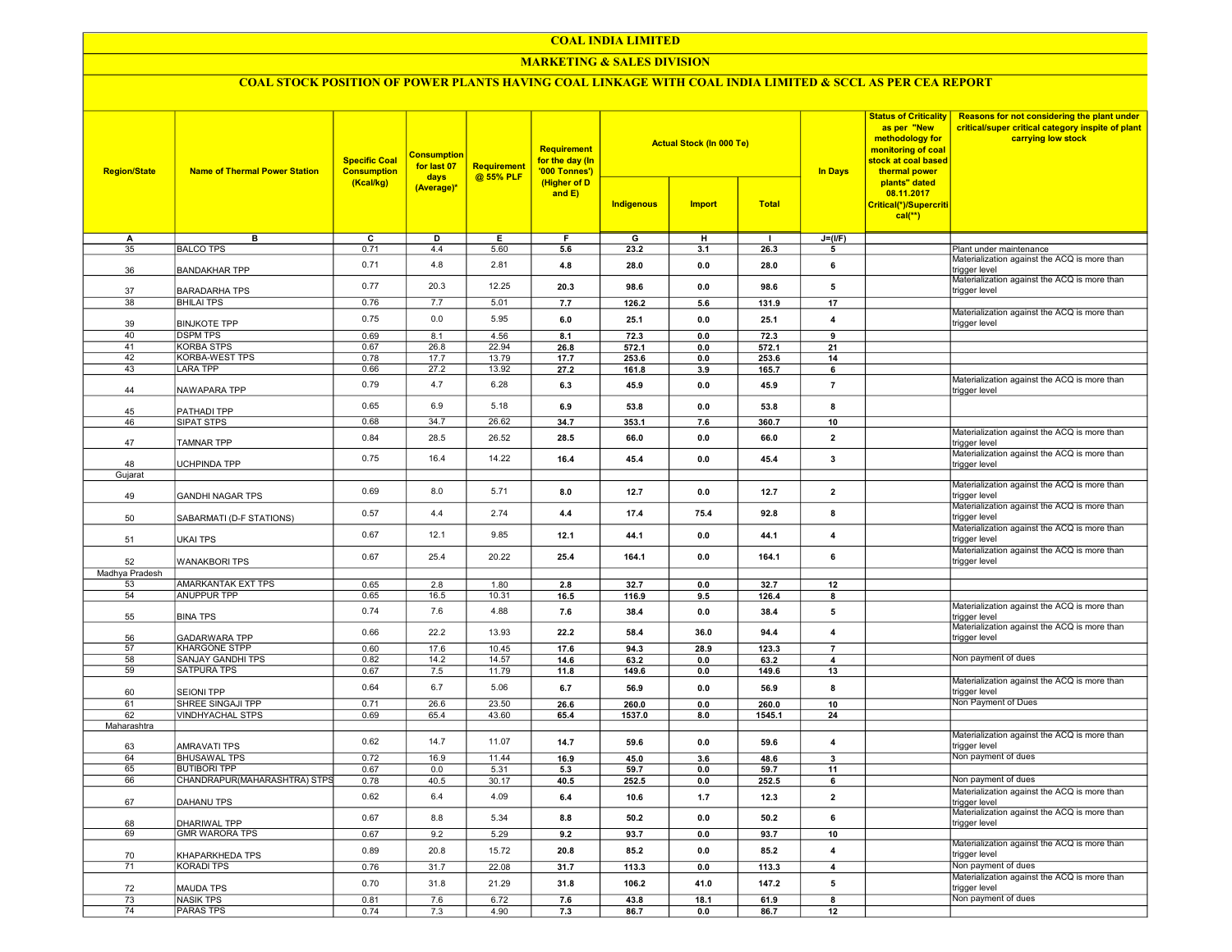# COAL INDIA LIMITED

## MARKETING & SALES DIVISION

### COAL STOCK POSITION OF POWER PLANTS HAVING COAL LINKAGE WITH COAL INDIA LIMITED & SCCL AS PER CEA REPORT

| Region/State | Name of Thermal Power Station | Specific Coal Consumption (Kcal/kg) | Consumption for last 07 days (Average)* | Requirement @ 55% PLF | Requirement for the day (In '000 Tonnes') (Higher of D and E) | Actual Stock (In 000 Te) | | | In Days | Status of Criticality as per "New methodology for monitoring of coal stock at coal based thermal power plants" dated 08.11.2017 Critical(*)/Supercritical(**) | Reasons for not considering the plant under critical/super critical category inspite of plant carrying low stock |
|---|---|---|---|---|---|---|---|---|---|---|---|
| | | | | | | Indigenous | Import | Total | | | |
| A | B | C | D | E | F | G | H | I | J=(I/F) | | |
| 35 | BALCO TPS | 0.71 | 4.4 | 5.60 | 5.6 | 23.2 | 3.1 | 26.3 | 5 | | Plant under maintenance |
| 36 | BANDAKHAR TPP | 0.71 | 4.8 | 2.81 | 4.8 | 28.0 | 0.0 | 28.0 | 6 | | Materialization against the ACQ is more than trigger level |
| 37 | BARADARHA TPS | 0.77 | 20.3 | 12.25 | 20.3 | 98.6 | 0.0 | 98.6 | 5 | | Materialization against the ACQ is more than trigger level |
| 38 | BHILAI TPS | 0.76 | 7.7 | 5.01 | 7.7 | 126.2 | 5.6 | 131.9 | 17 | | |
| 39 | BINJKOTE TPP | 0.75 | 0.0 | 5.95 | 6.0 | 25.1 | 0.0 | 25.1 | 4 | | Materialization against the ACQ is more than trigger level |
| 40 | DSPM TPS | 0.69 | 8.1 | 4.56 | 8.1 | 72.3 | 0.0 | 72.3 | 9 | | |
| 41 | KORBA STPS | 0.67 | 26.8 | 22.94 | 26.8 | 572.1 | 0.0 | 572.1 | 21 | | |
| 42 | KORBA-WEST TPS | 0.78 | 17.7 | 13.79 | 17.7 | 253.6 | 0.0 | 253.6 | 14 | | |
| 43 | LARA TPP | 0.66 | 27.2 | 13.92 | 27.2 | 161.8 | 3.9 | 165.7 | 6 | | |
| 44 | NAWAPARA TPP | 0.79 | 4.7 | 6.28 | 6.3 | 45.9 | 0.0 | 45.9 | 7 | | Materialization against the ACQ is more than trigger level |
| 45 | PATHADI TPP | 0.65 | 6.9 | 5.18 | 6.9 | 53.8 | 0.0 | 53.8 | 8 | | |
| 46 | SIPAT STPS | 0.68 | 34.7 | 26.62 | 34.7 | 353.1 | 7.6 | 360.7 | 10 | | |
| 47 | TAMNAR TPP | 0.84 | 28.5 | 26.52 | 28.5 | 66.0 | 0.0 | 66.0 | 2 | | Materialization against the ACQ is more than trigger level |
| 48 | UCHPINDA TPP | 0.75 | 16.4 | 14.22 | 16.4 | 45.4 | 0.0 | 45.4 | 3 | | Materialization against the ACQ is more than trigger level |
| Gujarat | | | | | | | | | | | |
| 49 | GANDHI NAGAR TPS | 0.69 | 8.0 | 5.71 | 8.0 | 12.7 | 0.0 | 12.7 | 2 | | Materialization against the ACQ is more than trigger level |
| 50 | SABARMATI (D-F STATIONS) | 0.57 | 4.4 | 2.74 | 4.4 | 17.4 | 75.4 | 92.8 | 8 | | Materialization against the ACQ is more than trigger level |
| 51 | UKAI TPS | 0.67 | 12.1 | 9.85 | 12.1 | 44.1 | 0.0 | 44.1 | 4 | | Materialization against the ACQ is more than trigger level |
| 52 | WANAKBORI TPS | 0.67 | 25.4 | 20.22 | 25.4 | 164.1 | 0.0 | 164.1 | 6 | | Materialization against the ACQ is more than trigger level |
| Madhya Pradesh | | | | | | | | | | | |
| 53 | AMARKANTAK EXT TPS | 0.65 | 2.8 | 1.80 | 2.8 | 32.7 | 0.0 | 32.7 | 12 | | |
| 54 | ANUPPUR TPP | 0.65 | 16.5 | 10.31 | 16.5 | 116.9 | 9.5 | 126.4 | 8 | | |
| 55 | BINA TPS | 0.74 | 7.6 | 4.88 | 7.6 | 38.4 | 0.0 | 38.4 | 5 | | Materialization against the ACQ is more than trigger level |
| 56 | GADARWARA TPP | 0.66 | 22.2 | 13.93 | 22.2 | 58.4 | 36.0 | 94.4 | 4 | | Materialization against the ACQ is more than trigger level |
| 57 | KHARGONE STPP | 0.60 | 17.6 | 10.45 | 17.6 | 94.3 | 28.9 | 123.3 | 7 | | |
| 58 | SANJAY GANDHI TPS | 0.82 | 14.2 | 14.57 | 14.6 | 63.2 | 0.0 | 63.2 | 4 | | Non payment of dues |
| 59 | SATPURA TPS | 0.67 | 7.5 | 11.79 | 11.8 | 149.6 | 0.0 | 149.6 | 13 | | |
| 60 | SEIONI TPP | 0.64 | 6.7 | 5.06 | 6.7 | 56.9 | 0.0 | 56.9 | 8 | | Materialization against the ACQ is more than trigger level |
| 61 | SHREE SINGAJI TPP | 0.71 | 26.6 | 23.50 | 26.6 | 260.0 | 0.0 | 260.0 | 10 | | Non Payment of Dues |
| 62 | VINDHYACHAL STPS | 0.69 | 65.4 | 43.60 | 65.4 | 1537.0 | 8.0 | 1545.1 | 24 | | |
| Maharashtra | | | | | | | | | | | |
| 63 | AMRAVATI TPS | 0.62 | 14.7 | 11.07 | 14.7 | 59.6 | 0.0 | 59.6 | 4 | | Materialization against the ACQ is more than trigger level |
| 64 | BHUSAWAL TPS | 0.72 | 16.9 | 11.44 | 16.9 | 45.0 | 3.6 | 48.6 | 3 | | Non payment of dues |
| 65 | BUTIBORI TPP | 0.67 | 0.0 | 5.31 | 5.3 | 59.7 | 0.0 | 59.7 | 11 | | |
| 66 | CHANDRAPUR(MAHARASHTRA) STPS | 0.78 | 40.5 | 30.17 | 40.5 | 252.5 | 0.0 | 252.5 | 6 | | Non payment of dues |
| 67 | DAHANU TPS | 0.62 | 6.4 | 4.09 | 6.4 | 10.6 | 1.7 | 12.3 | 2 | | Materialization against the ACQ is more than trigger level |
| 68 | DHARIWAL TPP | 0.67 | 8.8 | 5.34 | 8.8 | 50.2 | 0.0 | 50.2 | 6 | | Materialization against the ACQ is more than trigger level |
| 69 | GMR WARORA TPS | 0.67 | 9.2 | 5.29 | 9.2 | 93.7 | 0.0 | 93.7 | 10 | | |
| 70 | KHAPARKHEDA TPS | 0.89 | 20.8 | 15.72 | 20.8 | 85.2 | 0.0 | 85.2 | 4 | | Materialization against the ACQ is more than trigger level |
| 71 | KORADI TPS | 0.76 | 31.7 | 22.08 | 31.7 | 113.3 | 0.0 | 113.3 | 4 | | Non payment of dues |
| 72 | MAUDA TPS | 0.70 | 31.8 | 21.29 | 31.8 | 106.2 | 41.0 | 147.2 | 5 | | Materialization against the ACQ is more than trigger level |
| 73 | NASIK TPS | 0.81 | 7.6 | 6.72 | 7.6 | 43.8 | 18.1 | 61.9 | 8 | | Non payment of dues |
| 74 | PARAS TPS | 0.74 | 7.3 | 4.90 | 7.3 | 86.7 | 0.0 | 86.7 | 12 | | |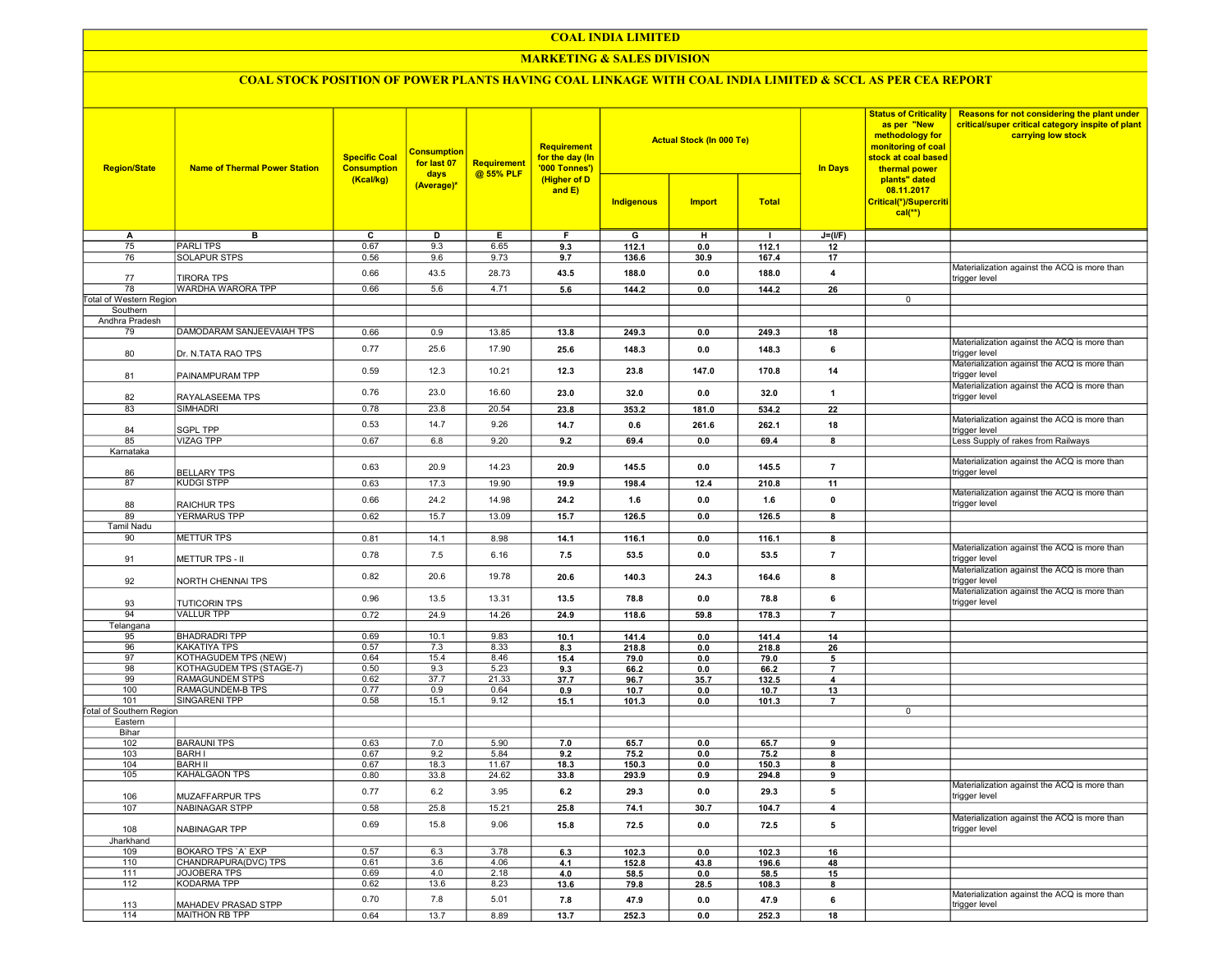# COAL INDIA LIMITED

## MARKETING & SALES DIVISION

### COAL STOCK POSITION OF POWER PLANTS HAVING COAL LINKAGE WITH COAL INDIA LIMITED & SCCL AS PER CEA REPORT

| Region/State | Name of Thermal Power Station | Specific Coal Consumption (Kcal/kg) | Consumption for last 07 days (Average)* | Requirement @ 55% PLF | Requirement for the day (In '000 Tonnes') (Higher of D and E) | Actual Stock (In 000 Te) | | | In Days | Status of Criticality as per "New methodology for monitoring of coal stock at coal based thermal power plants" dated 08.11.2017 Critical(*)/Supercritical(**) | Reasons for not considering the plant under critical/super critical category inspite of plant carrying low stock |
|---|---|---|---|---|---|---|---|---|---|---|---|
| | | | | | | Indigenous | Import | Total | | | |
| A | B | C | D | E | F | G | H | I | J=(I/F) | | |
| 75 | PARLI TPS | 0.67 | 9.3 | 6.65 | 9.3 | 112.1 | 0.0 | 112.1 | 12 | | |
| 76 | SOLAPUR STPS | 0.56 | 9.6 | 9.73 | 9.7 | 136.6 | 30.9 | 167.4 | 17 | | |
| 77 | TIRORA TPS | 0.66 | 43.5 | 28.73 | 43.5 | 188.0 | 0.0 | 188.0 | 4 | | Materialization against the ACQ is more than trigger level |
| 78 | WARDHA WARORA TPP | 0.66 | 5.6 | 4.71 | 5.6 | 144.2 | 0.0 | 144.2 | 26 | | |
| Total of Western Region | | | | | | | | | | 0 | |
| Southern | | | | | | | | | | | |
| Andhra Pradesh | | | | | | | | | | | |
| 79 | DAMODARAM SANJEEVAIAH TPS | 0.66 | 0.9 | 13.85 | 13.8 | 249.3 | 0.0 | 249.3 | 18 | | |
| 80 | Dr. N.TATA RAO TPS | 0.77 | 25.6 | 17.90 | 25.6 | 148.3 | 0.0 | 148.3 | 6 | | Materialization against the ACQ is more than trigger level |
| 81 | PAINAMPURAM TPP | 0.59 | 12.3 | 10.21 | 12.3 | 23.8 | 147.0 | 170.8 | 14 | | Materialization against the ACQ is more than trigger level |
| 82 | RAYALASEEMA TPS | 0.76 | 23.0 | 16.60 | 23.0 | 32.0 | 0.0 | 32.0 | 1 | | Materialization against the ACQ is more than trigger level |
| 83 | SIMHADRI | 0.78 | 23.8 | 20.54 | 23.8 | 353.2 | 181.0 | 534.2 | 22 | | |
| 84 | SGPL TPP | 0.53 | 14.7 | 9.26 | 14.7 | 0.6 | 261.6 | 262.1 | 18 | | Materialization against the ACQ is more than trigger level |
| 85 | VIZAG TPP | 0.67 | 6.8 | 9.20 | 9.2 | 69.4 | 0.0 | 69.4 | 8 | | Less Supply of rakes from Railways |
| Karnataka | | | | | | | | | | | |
| 86 | BELLARY TPS | 0.63 | 20.9 | 14.23 | 20.9 | 145.5 | 0.0 | 145.5 | 7 | | Materialization against the ACQ is more than trigger level |
| 87 | KUDGI STPP | 0.63 | 17.3 | 19.90 | 19.9 | 198.4 | 12.4 | 210.8 | 11 | | |
| 88 | RAICHUR TPS | 0.66 | 24.2 | 14.98 | 24.2 | 1.6 | 0.0 | 1.6 | 0 | | Materialization against the ACQ is more than trigger level |
| 89 | YERMARUS TPP | 0.62 | 15.7 | 13.09 | 15.7 | 126.5 | 0.0 | 126.5 | 8 | | |
| Tamil Nadu | | | | | | | | | | | |
| 90 | METTUR TPS | 0.81 | 14.1 | 8.98 | 14.1 | 116.1 | 0.0 | 116.1 | 8 | | |
| 91 | METTUR TPS - II | 0.78 | 7.5 | 6.16 | 7.5 | 53.5 | 0.0 | 53.5 | 7 | | Materialization against the ACQ is more than trigger level |
| 92 | NORTH CHENNAI TPS | 0.82 | 20.6 | 19.78 | 20.6 | 140.3 | 24.3 | 164.6 | 8 | | Materialization against the ACQ is more than trigger level |
| 93 | TUTICORIN TPS | 0.96 | 13.5 | 13.31 | 13.5 | 78.8 | 0.0 | 78.8 | 6 | | Materialization against the ACQ is more than trigger level |
| 94 | VALLUR TPP | 0.72 | 24.9 | 14.26 | 24.9 | 118.6 | 59.8 | 178.3 | 7 | | |
| Telangana | | | | | | | | | | | |
| 95 | BHADRADRI TPP | 0.69 | 10.1 | 9.83 | 10.1 | 141.4 | 0.0 | 141.4 | 14 | | |
| 96 | KAKATIYA TPS | 0.57 | 7.3 | 8.33 | 8.3 | 218.8 | 0.0 | 218.8 | 26 | | |
| 97 | KOTHAGUDEM TPS (NEW) | 0.64 | 15.4 | 8.46 | 15.4 | 79.0 | 0.0 | 79.0 | 5 | | |
| 98 | KOTHAGUDEM TPS (STAGE-7) | 0.50 | 9.3 | 5.23 | 9.3 | 66.2 | 0.0 | 66.2 | 7 | | |
| 99 | RAMAGUNDEM STPS | 0.62 | 37.7 | 21.33 | 37.7 | 96.7 | 35.7 | 132.5 | 4 | | |
| 100 | RAMAGUNDEM-B TPS | 0.77 | 0.9 | 0.64 | 0.9 | 10.7 | 0.0 | 10.7 | 13 | | |
| 101 | SINGARENI TPP | 0.58 | 15.1 | 9.12 | 15.1 | 101.3 | 0.0 | 101.3 | 7 | | |
| Total of Southern Region | | | | | | | | | | 0 | |
| Eastern | | | | | | | | | | | |
| Bihar | | | | | | | | | | | |
| 102 | BARAUNI TPS | 0.63 | 7.0 | 5.90 | 7.0 | 65.7 | 0.0 | 65.7 | 9 | | |
| 103 | BARH I | 0.67 | 9.2 | 5.84 | 9.2 | 75.2 | 0.0 | 75.2 | 8 | | |
| 104 | BARH II | 0.67 | 18.3 | 11.67 | 18.3 | 150.3 | 0.0 | 150.3 | 8 | | |
| 105 | KAHALGAON TPS | 0.80 | 33.8 | 24.62 | 33.8 | 293.9 | 0.9 | 294.8 | 9 | | |
| 106 | MUZAFFARPUR TPS | 0.77 | 6.2 | 3.95 | 6.2 | 29.3 | 0.0 | 29.3 | 5 | | Materialization against the ACQ is more than trigger level |
| 107 | NABINAGAR STPP | 0.58 | 25.8 | 15.21 | 25.8 | 74.1 | 30.7 | 104.7 | 4 | | |
| 108 | NABINAGAR TPP | 0.69 | 15.8 | 9.06 | 15.8 | 72.5 | 0.0 | 72.5 | 5 | | Materialization against the ACQ is more than trigger level |
| Jharkhand | | | | | | | | | | | |
| 109 | BOKARO TPS `A` EXP | 0.57 | 6.3 | 3.78 | 6.3 | 102.3 | 0.0 | 102.3 | 16 | | |
| 110 | CHANDRAPURA(DVC) TPS | 0.61 | 3.6 | 4.06 | 4.1 | 152.8 | 43.8 | 196.6 | 48 | | |
| 111 | JOJOBERA TPS | 0.69 | 4.0 | 2.18 | 4.0 | 58.5 | 0.0 | 58.5 | 15 | | |
| 112 | KODARMA TPP | 0.62 | 13.6 | 8.23 | 13.6 | 79.8 | 28.5 | 108.3 | 8 | | |
| 113 | MAHADEV PRASAD STPP | 0.70 | 7.8 | 5.01 | 7.8 | 47.9 | 0.0 | 47.9 | 6 | | Materialization against the ACQ is more than trigger level |
| 114 | MAITHON RB TPP | 0.64 | 13.7 | 8.89 | 13.7 | 252.3 | 0.0 | 252.3 | 18 | | |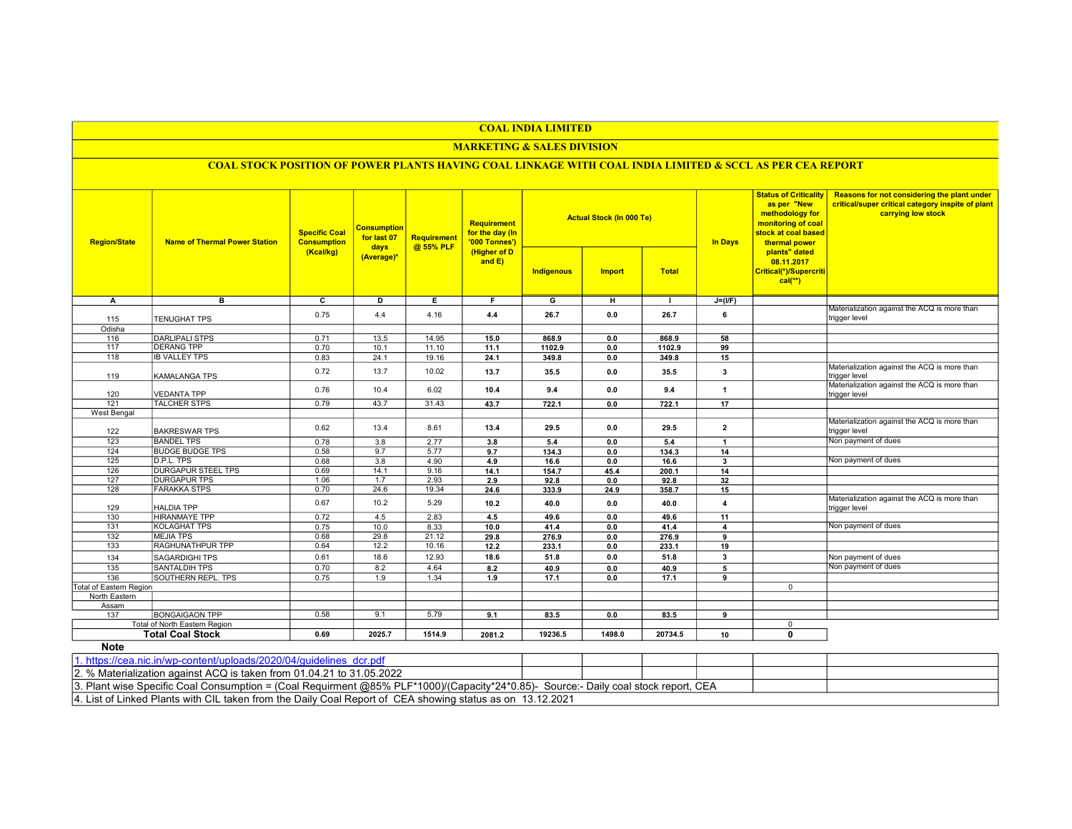**COAL INDIA LIMITED**

**MARKETING & SALES DIVISION**

**COAL STOCK POSITION OF POWER PLANTS HAVING COAL LINKAGE WITH COAL INDIA LIMITED & SCCL AS PER CEA REPORT**

| Region/State | Name of Thermal Power Station | Specific Coal Consumption (Kcal/kg) | Consumption for last 07 days (Average)* | Requirement @ 55% PLF | Requirement for the day (In '000 Tonnes') (Higher of D and E) | Actual Stock (In 000 Te) | | | In Days | Status of Criticality as per "New methodology for monitoring of coal stock at coal based thermal power plants" dated 08.11.2017 Critical(*)/Supercritical(**) | Reasons for not considering the plant under critical/super critical category inspite of plant carrying low stock |
|---|---|---|---|---|---|---|---|---|---|---|---|
| | | | | | | Indigenous | Import | Total | | | |
| A | B | C | D | E | F | G | H | I | J=(I/F) | | |
| 115 | TENUGHAT TPS | 0.75 | 4.4 | 4.16 | 4.4 | 26.7 | 0.0 | 26.7 | 6 | | Materialization against the ACQ is more than trigger level |
| Odisha | | | | | | | | | | | |
| 116 | DARLIPALI STPS | 0.71 | 13.5 | 14.95 | 15.0 | 868.9 | 0.0 | 868.9 | 58 | | |
| 117 | DERANG TPP | 0.70 | 10.1 | 11.10 | 11.1 | 1102.9 | 0.0 | 1102.9 | 99 | | |
| 118 | IB VALLEY TPS | 0.83 | 24.1 | 19.16 | 24.1 | 349.8 | 0.0 | 349.8 | 15 | | |
| 119 | KAMALANGA TPS | 0.72 | 13.7 | 10.02 | 13.7 | 35.5 | 0.0 | 35.5 | 3 | | Materialization against the ACQ is more than trigger level |
| 120 | VEDANTA TPP | 0.76 | 10.4 | 6.02 | 10.4 | 9.4 | 0.0 | 9.4 | 1 | | Materialization against the ACQ is more than trigger level |
| 121 | TALCHER STPS | 0.79 | 43.7 | 31.43 | 43.7 | 722.1 | 0.0 | 722.1 | 17 | | |
| West Bengal | | | | | | | | | | | |
| 122 | BAKRESWAR TPS | 0.62 | 13.4 | 8.61 | 13.4 | 29.5 | 0.0 | 29.5 | 2 | | Materialization against the ACQ is more than trigger level |
| 123 | BANDEL TPS | 0.78 | 3.8 | 2.77 | 3.8 | 5.4 | 0.0 | 5.4 | 1 | | Non payment of dues |
| 124 | BUDGE BUDGE TPS | 0.58 | 9.7 | 5.77 | 9.7 | 134.3 | 0.0 | 134.3 | 14 | | |
| 125 | D.P.L. TPS | 0.68 | 3.8 | 4.90 | 4.9 | 16.6 | 0.0 | 16.6 | 3 | | Non payment of dues |
| 126 | DURGAPUR STEEL TPS | 0.69 | 14.1 | 9.16 | 14.1 | 154.7 | 45.4 | 200.1 | 14 | | |
| 127 | DURGAPUR TPS | 1.06 | 1.7 | 2.93 | 2.9 | 92.8 | 0.0 | 92.8 | 32 | | |
| 128 | FARAKKA STPS | 0.70 | 24.6 | 19.34 | 24.6 | 333.9 | 24.9 | 358.7 | 15 | | |
| 129 | HALDIA TPP | 0.67 | 10.2 | 5.29 | 10.2 | 40.0 | 0.0 | 40.0 | 4 | | Materialization against the ACQ is more than trigger level |
| 130 | HIRANMAYE TPP | 0.72 | 4.5 | 2.83 | 4.5 | 49.6 | 0.0 | 49.6 | 11 | | |
| 131 | KOLAGHAT TPS | 0.75 | 10.0 | 8.33 | 10.0 | 41.4 | 0.0 | 41.4 | 4 | | Non payment of dues |
| 132 | MEJIA TPS | 0.68 | 29.8 | 21.12 | 29.8 | 276.9 | 0.0 | 276.9 | 9 | | |
| 133 | RAGHUNATHPUR TPP | 0.64 | 12.2 | 10.16 | 12.2 | 233.1 | 0.0 | 233.1 | 19 | | |
| 134 | SAGARDIGHI TPS | 0.61 | 18.6 | 12.93 | 18.6 | 51.8 | 0.0 | 51.8 | 3 | | Non payment of dues |
| 135 | SANTALDIH TPS | 0.70 | 8.2 | 4.64 | 8.2 | 40.9 | 0.0 | 40.9 | 5 | | Non payment of dues |
| 136 | SOUTHERN REPL. TPS | 0.75 | 1.9 | 1.34 | 1.9 | 17.1 | 0.0 | 17.1 | 9 | | |
| Total of Eastern Region | | | | | | | | | | 0 | |
| North Eastern | | | | | | | | | | | |
| Assam | | | | | | | | | | | |
| 137 | BONGAIGAON TPP | 0.58 | 9.1 | 5.79 | 9.1 | 83.5 | 0.0 | 83.5 | 9 | | |
| Total of North Eastern Region | | | | | | | | | | 0 | |
| **Total Coal Stock** | | **0.69** | **2025.7** | **1514.9** | **2081.2** | **19236.5** | **1498.0** | **20734.5** | **10** | **0** | |

**Note**

1. https://cea.nic.in/wp-content/uploads/2020/04/guidelines_dcr.pdf
2. % Materialization against ACQ is taken from 01.04.21 to 31.05.2022
3. Plant wise Specific Coal Consumption = (Coal Requirment @85% PLF*1000)/(Capacity*24*0.85)- Source:- Daily coal stock report, CEA
4. List of Linked Plants with CIL taken from the Daily Coal Report of CEA showing status as on 13.12.2021